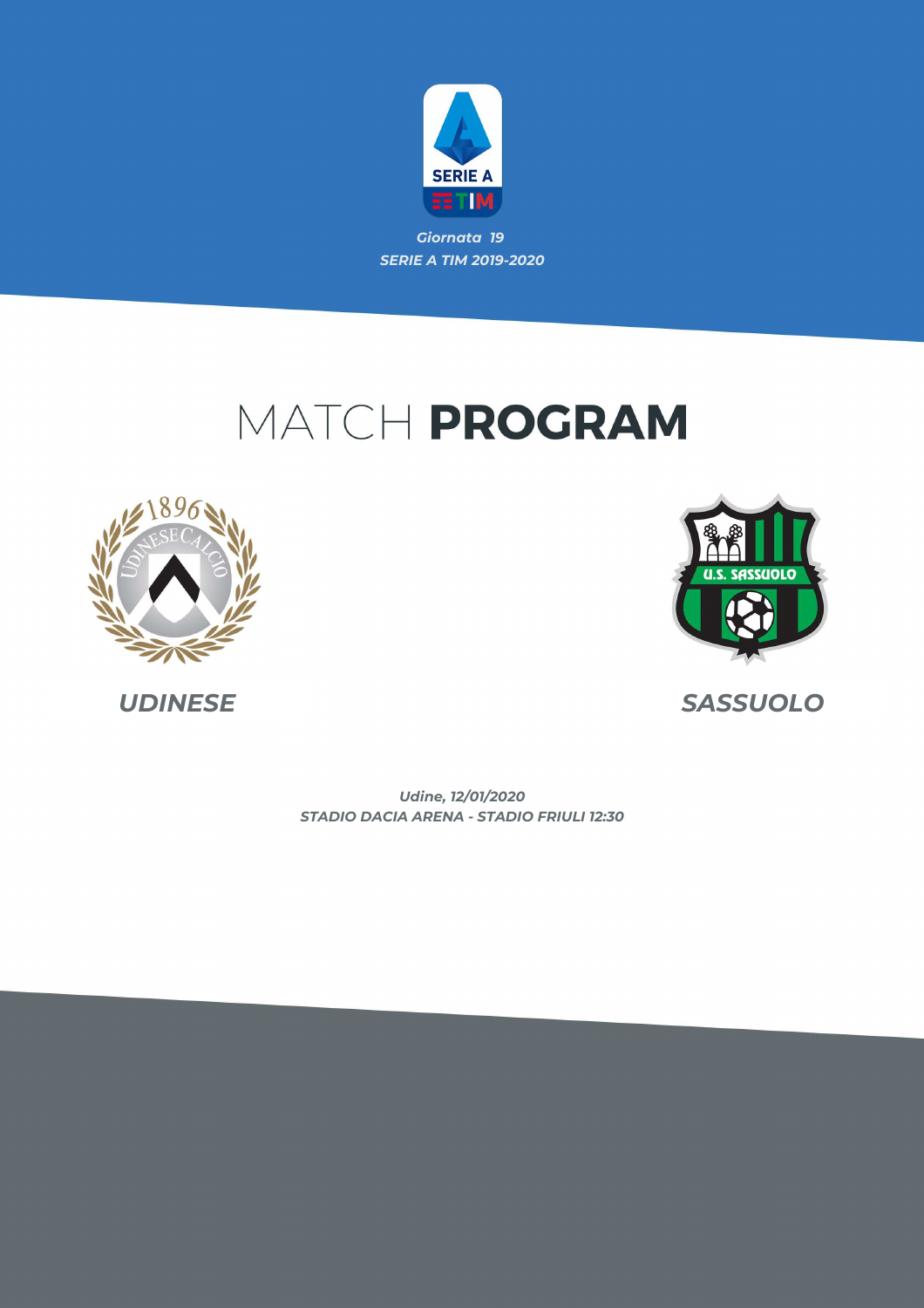SERIE A

TIM

*Giornata 19*

*SERIE A TIM 2019-2020*

# MATCH **PROGRAM**

**UDINESE** — **SASSUOLO**

*Udine, 12/01/2020*

*STADIO DACIA ARENA - STADIO FRIULI 12:30*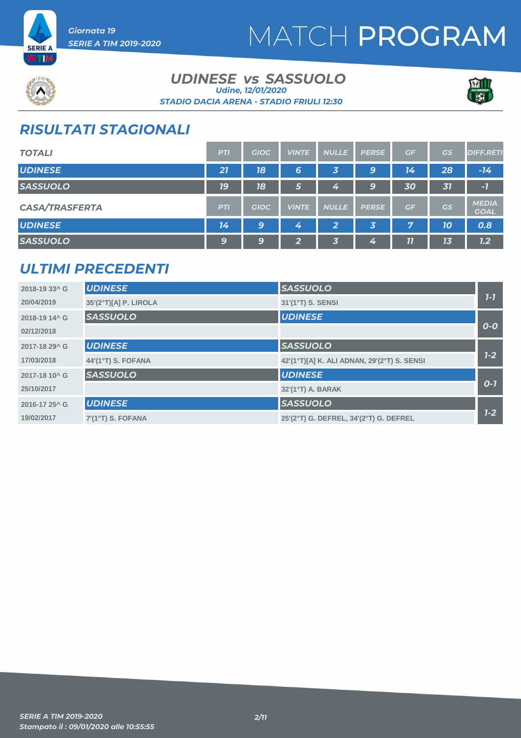# MATCH PROGRAM

Giornata 19
SERIE A TIM 2019-2020

## UDINESE vs SASSUOLO

Udine, 12/01/2020
STADIO DACIA ARENA - STADIO FRIULI 12:30

## RISULTATI STAGIONALI

| TOTALI | PTI | GIOC | VINTE | NULLE | PERSE | GF | GS | DIFF.RETI |
|---|---|---|---|---|---|---|---|---|
| UDINESE | 21 | 18 | 6 | 3 | 9 | 14 | 28 | -14 |
| SASSUOLO | 19 | 18 | 5 | 4 | 9 | 30 | 31 | -1 |

| CASA/TRASFERTA | PTI | GIOC | VINTE | NULLE | PERSE | GF | GS | MEDIA GOAL |
|---|---|---|---|---|---|---|---|---|
| UDINESE | 14 | 9 | 4 | 2 | 3 | 7 | 10 | 0.8 |
| SASSUOLO | 9 | 9 | 2 | 3 | 4 | 11 | 13 | 1.2 |

## ULTIMI PRECEDENTI

| Giornata / Data | Casa | Trasferta | Risultato |
|---|---|---|---|
| 2018-19 33^ G | UDINESE | SASSUOLO | 1-1 |
| 20/04/2019 | 35'(2°T)[A] P. LIROLA | 31'(1°T) S. SENSI | |
| 2018-19 14^ G | SASSUOLO | UDINESE | 0-0 |
| 02/12/2018 | | | |
| 2017-18 29^ G | UDINESE | SASSUOLO | 1-2 |
| 17/03/2018 | 44'(1°T) S. FOFANA | 42'(1°T)[A] K. ALI ADNAN, 29'(2°T) S. SENSI | |
| 2017-18 10^ G | SASSUOLO | UDINESE | 0-1 |
| 25/10/2017 | | 32'(1°T) A. BARAK | |
| 2016-17 25^ G | UDINESE | SASSUOLO | 1-2 |
| 19/02/2017 | 7'(1°T) S. FOFANA | 25'(2°T) G. DEFREL, 34'(2°T) G. DEFREL | |

SERIE A TIM 2019-2020
Stampato il : 09/01/2020 alle 10:55:55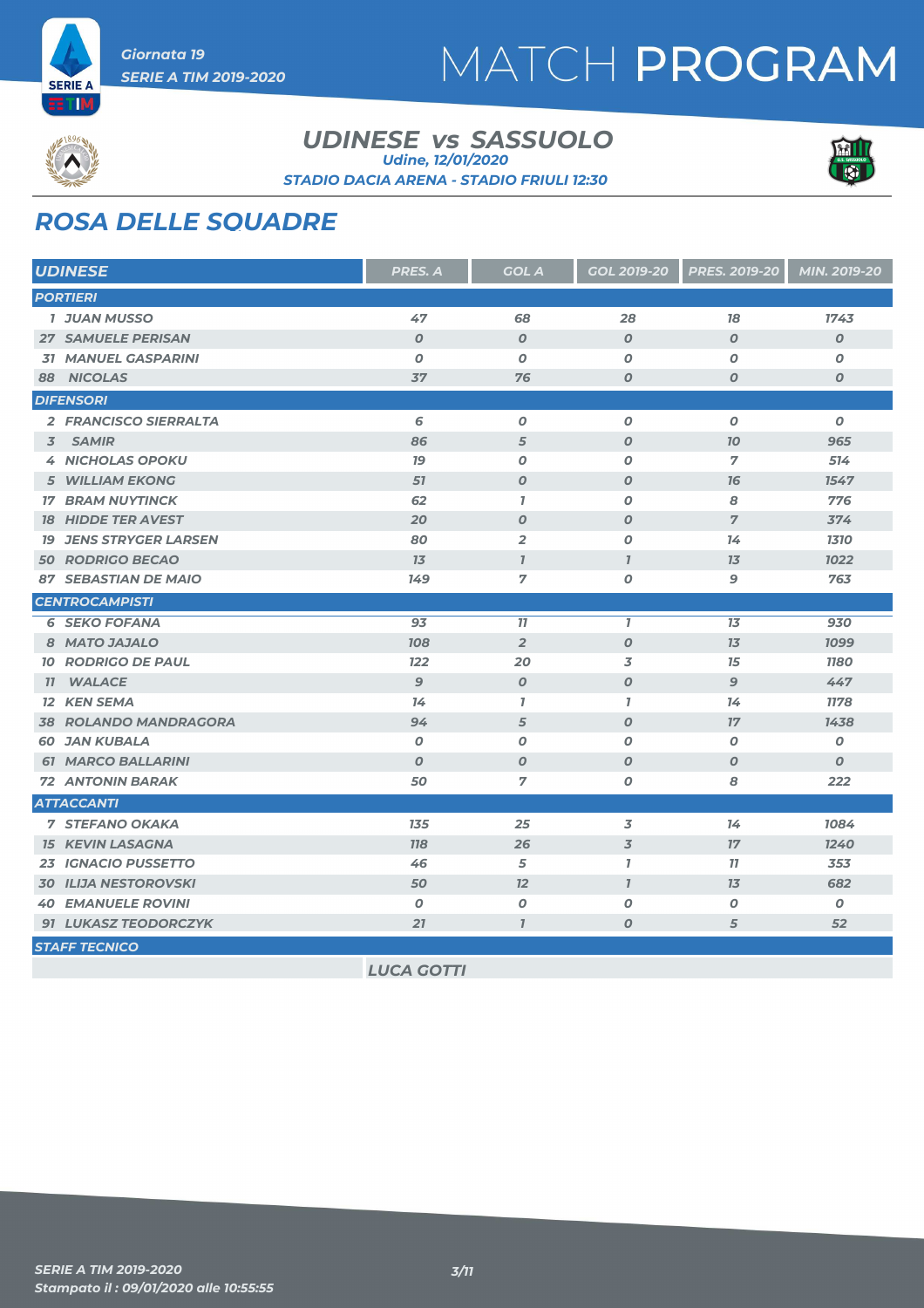# MATCH PROGRAM

Giornata 19
SERIE A TIM 2019-2020

## UDINESE vs SASSUOLO

Udine, 12/01/2020

STADIO DACIA ARENA - STADIO FRIULI 12:30

## ROSA DELLE SQUADRE

| UDINESE | PRES. A | GOL A | GOL 2019-20 | PRES. 2019-20 | MIN. 2019-20 |
|---|---|---|---|---|---|
| **PORTIERI** | | | | | |
| 1 JUAN MUSSO | 47 | 68 | 28 | 18 | 1743 |
| 27 SAMUELE PERISAN | 0 | 0 | 0 | 0 | 0 |
| 31 MANUEL GASPARINI | 0 | 0 | 0 | 0 | 0 |
| 88 NICOLAS | 37 | 76 | 0 | 0 | 0 |
| **DIFENSORI** | | | | | |
| 2 FRANCISCO SIERRALTA | 6 | 0 | 0 | 0 | 0 |
| 3 SAMIR | 86 | 5 | 0 | 10 | 965 |
| 4 NICHOLAS OPOKU | 19 | 0 | 0 | 7 | 514 |
| 5 WILLIAM EKONG | 51 | 0 | 0 | 16 | 1547 |
| 17 BRAM NUYTINCK | 62 | 1 | 0 | 8 | 776 |
| 18 HIDDE TER AVEST | 20 | 0 | 0 | 7 | 374 |
| 19 JENS STRYGER LARSEN | 80 | 2 | 0 | 14 | 1310 |
| 50 RODRIGO BECAO | 13 | 1 | 1 | 13 | 1022 |
| 87 SEBASTIAN DE MAIO | 149 | 7 | 0 | 9 | 763 |
| **CENTROCAMPISTI** | | | | | |
| 6 SEKO FOFANA | 93 | 11 | 1 | 13 | 930 |
| 8 MATO JAJALO | 108 | 2 | 0 | 13 | 1099 |
| 10 RODRIGO DE PAUL | 122 | 20 | 3 | 15 | 1180 |
| 11 WALACE | 9 | 0 | 0 | 9 | 447 |
| 12 KEN SEMA | 14 | 1 | 1 | 14 | 1178 |
| 38 ROLANDO MANDRAGORA | 94 | 5 | 0 | 17 | 1438 |
| 60 JAN KUBALA | 0 | 0 | 0 | 0 | 0 |
| 61 MARCO BALLARINI | 0 | 0 | 0 | 0 | 0 |
| 72 ANTONIN BARAK | 50 | 7 | 0 | 8 | 222 |
| **ATTACCANTI** | | | | | |
| 7 STEFANO OKAKA | 135 | 25 | 3 | 14 | 1084 |
| 15 KEVIN LASAGNA | 118 | 26 | 3 | 17 | 1240 |
| 23 IGNACIO PUSSETTO | 46 | 5 | 1 | 11 | 353 |
| 30 ILIJA NESTOROVSKI | 50 | 12 | 1 | 13 | 682 |
| 40 EMANUELE ROVINI | 0 | 0 | 0 | 0 | 0 |
| 91 LUKASZ TEODORCZYK | 21 | 1 | 0 | 5 | 52 |
| **STAFF TECNICO** | | | | | |
| | LUCA GOTTI | | | | |

SERIE A TIM 2019-2020
Stampato il : 09/01/2020 alle 10:55:55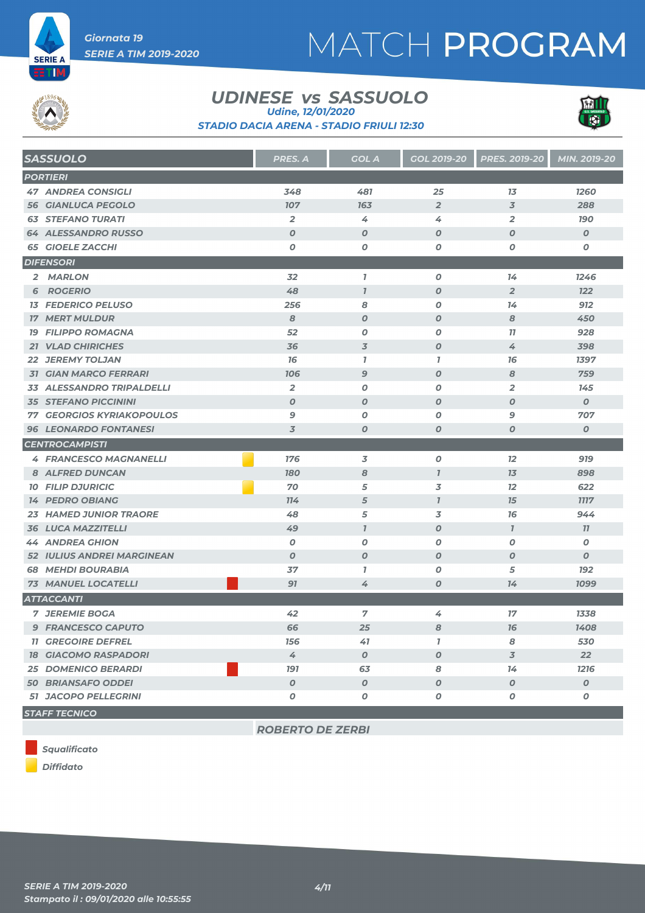# MATCH PROGRAM

Giornata 19
SERIE A TIM 2019-2020

## UDINESE vs SASSUOLO

Udine, 12/01/2020

STADIO DACIA ARENA - STADIO FRIULI 12:30

| SASSUOLO | | PRES. A | GOL A | GOL 2019-20 | PRES. 2019-20 | MIN. 2019-20 |
|---|---|---|---|---|---|---|
| **PORTIERI** | | | | | | |
| 47 ANDREA CONSIGLI | | 348 | 481 | 25 | 13 | 1260 |
| 56 GIANLUCA PEGOLO | | 107 | 163 | 2 | 3 | 288 |
| 63 STEFANO TURATI | | 2 | 4 | 4 | 2 | 190 |
| 64 ALESSANDRO RUSSO | | 0 | 0 | 0 | 0 | 0 |
| 65 GIOELE ZACCHI | | 0 | 0 | 0 | 0 | 0 |
| **DIFENSORI** | | | | | | |
| 2 MARLON | | 32 | 1 | 0 | 14 | 1246 |
| 6 ROGERIO | | 48 | 1 | 0 | 2 | 122 |
| 13 FEDERICO PELUSO | | 256 | 8 | 0 | 14 | 912 |
| 17 MERT MULDUR | | 8 | 0 | 0 | 8 | 450 |
| 19 FILIPPO ROMAGNA | | 52 | 0 | 0 | 11 | 928 |
| 21 VLAD CHIRICHES | | 36 | 3 | 0 | 4 | 398 |
| 22 JEREMY TOLJAN | | 16 | 1 | 1 | 16 | 1397 |
| 31 GIAN MARCO FERRARI | | 106 | 9 | 0 | 8 | 759 |
| 33 ALESSANDRO TRIPALDELLI | | 2 | 0 | 0 | 2 | 145 |
| 35 STEFANO PICCININI | | 0 | 0 | 0 | 0 | 0 |
| 77 GEORGIOS KYRIAKOPOULOS | | 9 | 0 | 0 | 9 | 707 |
| 96 LEONARDO FONTANESI | | 3 | 0 | 0 | 0 | 0 |
| **CENTROCAMPISTI** | | | | | | |
| 4 FRANCESCO MAGNANELLI | Diffidato | 176 | 3 | 0 | 12 | 919 |
| 8 ALFRED DUNCAN | | 180 | 8 | 1 | 13 | 898 |
| 10 FILIP DJURICIC | Diffidato | 70 | 5 | 3 | 12 | 622 |
| 14 PEDRO OBIANG | | 114 | 5 | 1 | 15 | 1117 |
| 23 HAMED JUNIOR TRAORE | | 48 | 5 | 3 | 16 | 944 |
| 36 LUCA MAZZITELLI | | 49 | 1 | 0 | 1 | 11 |
| 44 ANDREA GHION | | 0 | 0 | 0 | 0 | 0 |
| 52 IULIUS ANDREI MARGINEAN | | 0 | 0 | 0 | 0 | 0 |
| 68 MEHDI BOURABIA | | 37 | 1 | 0 | 5 | 192 |
| 73 MANUEL LOCATELLI | Squalificato | 91 | 4 | 0 | 14 | 1099 |
| **ATTACCANTI** | | | | | | |
| 7 JEREMIE BOGA | | 42 | 7 | 4 | 17 | 1338 |
| 9 FRANCESCO CAPUTO | | 66 | 25 | 8 | 16 | 1408 |
| 11 GREGOIRE DEFREL | | 156 | 41 | 1 | 8 | 530 |
| 18 GIACOMO RASPADORI | | 4 | 0 | 0 | 3 | 22 |
| 25 DOMENICO BERARDI | Squalificato | 191 | 63 | 8 | 14 | 1216 |
| 50 BRIANSAFO ODDEI | | 0 | 0 | 0 | 0 | 0 |
| 51 JACOPO PELLEGRINI | | 0 | 0 | 0 | 0 | 0 |

**STAFF TECNICO**

ROBERTO DE ZERBI

- Squalificato
- Diffidato

SERIE A TIM 2019-2020
Stampato il : 09/01/2020 alle 10:55:55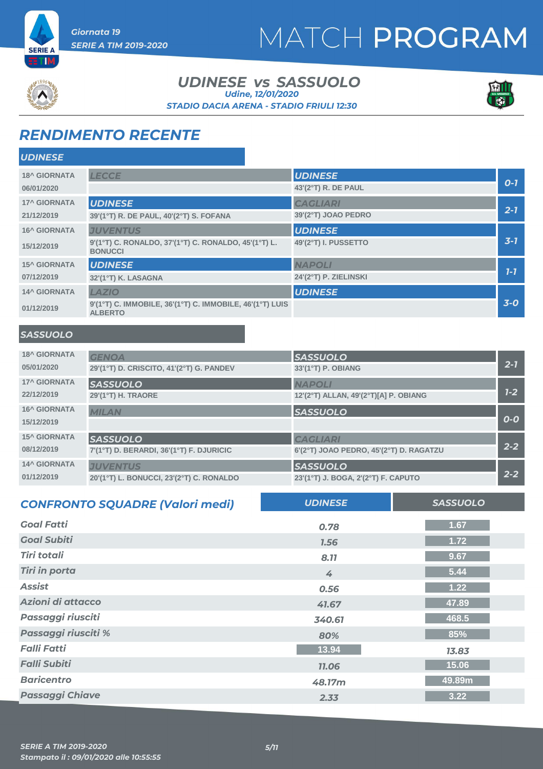Giornata 19
SERIE A TIM 2019-2020

# MATCH PROGRAM

## UDINESE vs SASSUOLO

Udine, 12/01/2020

STADIO DACIA ARENA - STADIO FRIULI 12:30

## RENDIMENTO RECENTE

### UDINESE

| Giornata | Casa | Ospite | Risultato |
|---|---|---|---|
| 18^ GIORNATA 06/01/2020 | LECCE | UDINESE 43'(2°T) R. DE PAUL | 0-1 |
| 17^ GIORNATA 21/12/2019 | UDINESE 39'(1°T) R. DE PAUL, 40'(2°T) S. FOFANA | CAGLIARI 39'(2°T) JOAO PEDRO | 2-1 |
| 16^ GIORNATA 15/12/2019 | JUVENTUS 9'(1°T) C. RONALDO, 37'(1°T) C. RONALDO, 45'(1°T) L. BONUCCI | UDINESE 49'(2°T) I. PUSSETTO | 3-1 |
| 15^ GIORNATA 07/12/2019 | UDINESE 32'(1°T) K. LASAGNA | NAPOLI 24'(2°T) P. ZIELINSKI | 1-1 |
| 14^ GIORNATA 01/12/2019 | LAZIO 9'(1°T) C. IMMOBILE, 36'(1°T) C. IMMOBILE, 46'(1°T) LUIS ALBERTO | UDINESE | 3-0 |

### SASSUOLO

| Giornata | Casa | Ospite | Risultato |
|---|---|---|---|
| 18^ GIORNATA 05/01/2020 | GENOA 29'(1°T) D. CRISCITO, 41'(2°T) G. PANDEV | SASSUOLO 33'(1°T) P. OBIANG | 2-1 |
| 17^ GIORNATA 22/12/2019 | SASSUOLO 29'(1°T) H. TRAORE | NAPOLI 12'(2°T) ALLAN, 49'(2°T)[A] P. OBIANG | 1-2 |
| 16^ GIORNATA 15/12/2019 | MILAN | SASSUOLO | 0-0 |
| 15^ GIORNATA 08/12/2019 | SASSUOLO 7'(1°T) D. BERARDI, 36'(1°T) F. DJURICIC | CAGLIARI 6'(2°T) JOAO PEDRO, 45'(2°T) D. RAGATZU | 2-2 |
| 14^ GIORNATA 01/12/2019 | JUVENTUS 20'(1°T) L. BONUCCI, 23'(2°T) C. RONALDO | SASSUOLO 23'(1°T) J. BOGA, 2'(2°T) F. CAPUTO | 2-2 |

## CONFRONTO SQUADRE (Valori medi)

| | UDINESE | SASSUOLO |
|---|---|---|
| Goal Fatti | 0.78 | 1.67 |
| Goal Subiti | 1.56 | 1.72 |
| Tiri totali | 8.11 | 9.67 |
| Tiri in porta | 4 | 5.44 |
| Assist | 0.56 | 1.22 |
| Azioni di attacco | 41.67 | 47.89 |
| Passaggi riusciti | 340.61 | 468.5 |
| Passaggi riusciti % | 80% | 85% |
| Falli Fatti | 13.94 | 13.83 |
| Falli Subiti | 11.06 | 15.06 |
| Baricentro | 48.17m | 49.89m |
| Passaggi Chiave | 2.33 | 3.22 |

SERIE A TIM 2019-2020
Stampato il : 09/01/2020 alle 10:55:55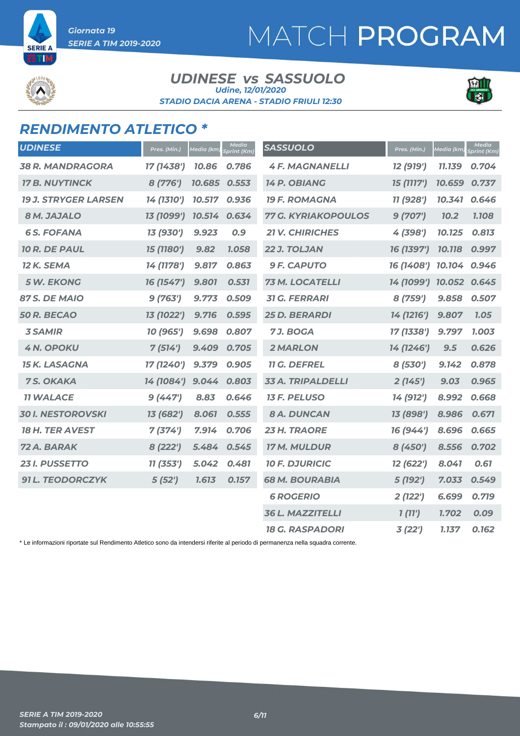Giornata 19
SERIE A TIM 2019-2020

# MATCH PROGRAM

## UDINESE vs SASSUOLO

Udine, 12/01/2020
STADIO DACIA ARENA - STADIO FRIULI 12:30

## RENDIMENTO ATLETICO *

| UDINESE | Pres. (Min.) | Media (km) | Media Sprint (Km) |
|---|---|---|---|
| 38 R. MANDRAGORA | 17 (1438') | 10.86 | 0.786 |
| 17 B. NUYTINCK | 8 (776') | 10.685 | 0.553 |
| 19 J. STRYGER LARSEN | 14 (1310') | 10.517 | 0.936 |
| 8 M. JAJALO | 13 (1099') | 10.514 | 0.634 |
| 6 S. FOFANA | 13 (930') | 9.923 | 0.9 |
| 10 R. DE PAUL | 15 (1180') | 9.82 | 1.058 |
| 12 K. SEMA | 14 (1178') | 9.817 | 0.863 |
| 5 W. EKONG | 16 (1547') | 9.801 | 0.531 |
| 87 S. DE MAIO | 9 (763') | 9.773 | 0.509 |
| 50 R. BECAO | 13 (1022') | 9.716 | 0.595 |
| 3 SAMIR | 10 (965') | 9.698 | 0.807 |
| 4 N. OPOKU | 7 (514') | 9.409 | 0.705 |
| 15 K. LASAGNA | 17 (1240') | 9.379 | 0.905 |
| 7 S. OKAKA | 14 (1084') | 9.044 | 0.803 |
| 11 WALACE | 9 (447') | 8.83 | 0.646 |
| 30 I. NESTOROVSKI | 13 (682') | 8.061 | 0.555 |
| 18 H. TER AVEST | 7 (374') | 7.914 | 0.706 |
| 72 A. BARAK | 8 (222') | 5.484 | 0.545 |
| 23 I. PUSSETTO | 11 (353') | 5.042 | 0.481 |
| 91 L. TEODORCZYK | 5 (52') | 1.613 | 0.157 |

| SASSUOLO | Pres. (Min.) | Media (km) | Media Sprint (Km) |
|---|---|---|---|
| 4 F. MAGNANELLI | 12 (919') | 11.139 | 0.704 |
| 14 P. OBIANG | 15 (1117') | 10.659 | 0.737 |
| 19 F. ROMAGNA | 11 (928') | 10.341 | 0.646 |
| 77 G. KYRIAKOPOULOS | 9 (707') | 10.2 | 1.108 |
| 21 V. CHIRICHES | 4 (398') | 10.125 | 0.813 |
| 22 J. TOLJAN | 16 (1397') | 10.118 | 0.997 |
| 9 F. CAPUTO | 16 (1408') | 10.104 | 0.946 |
| 73 M. LOCATELLI | 14 (1099') | 10.052 | 0.645 |
| 31 G. FERRARI | 8 (759') | 9.858 | 0.507 |
| 25 D. BERARDI | 14 (1216') | 9.807 | 1.05 |
| 7 J. BOGA | 17 (1338') | 9.797 | 1.003 |
| 2 MARLON | 14 (1246') | 9.5 | 0.626 |
| 11 G. DEFREL | 8 (530') | 9.142 | 0.878 |
| 33 A. TRIPALDELLI | 2 (145') | 9.03 | 0.965 |
| 13 F. PELUSO | 14 (912') | 8.992 | 0.668 |
| 8 A. DUNCAN | 13 (898') | 8.986 | 0.671 |
| 23 H. TRAORE | 16 (944') | 8.696 | 0.665 |
| 17 M. MULDUR | 8 (450') | 8.556 | 0.702 |
| 10 F. DJURICIC | 12 (622') | 8.041 | 0.61 |
| 68 M. BOURABIA | 5 (192') | 7.033 | 0.549 |
| 6 ROGERIO | 2 (122') | 6.699 | 0.719 |
| 36 L. MAZZITELLI | 1 (11') | 1.702 | 0.09 |
| 18 G. RASPADORI | 3 (22') | 1.137 | 0.162 |

* Le informazioni riportate sul Rendimento Atletico sono da intendersi riferite al periodo di permanenza nella squadra corrente.

SERIE A TIM 2019-2020
Stampato il : 09/01/2020 alle 10:55:55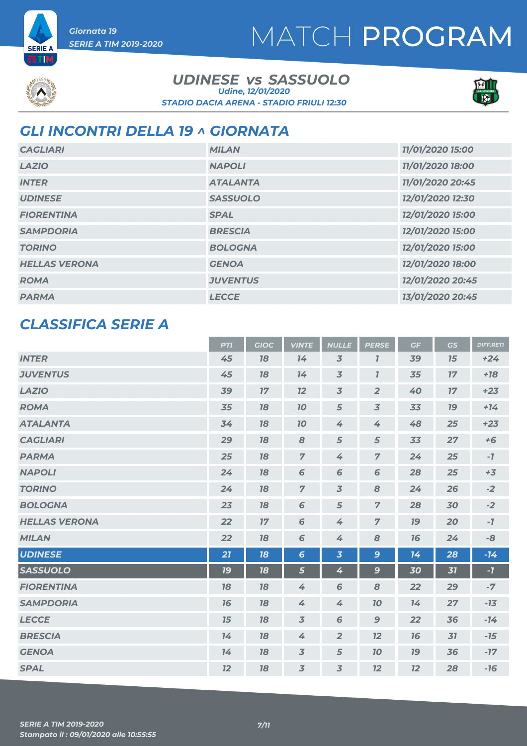Giornata 19
SERIE A TIM 2019-2020

# MATCH PROGRAM

## UDINESE vs SASSUOLO

Udine, 12/01/2020
STADIO DACIA ARENA - STADIO FRIULI 12:30

## GLI INCONTRI DELLA 19 ^ GIORNATA

| | | |
|---|---|---|
| CAGLIARI | MILAN | 11/01/2020 15:00 |
| LAZIO | NAPOLI | 11/01/2020 18:00 |
| INTER | ATALANTA | 11/01/2020 20:45 |
| UDINESE | SASSUOLO | 12/01/2020 12:30 |
| FIORENTINA | SPAL | 12/01/2020 15:00 |
| SAMPDORIA | BRESCIA | 12/01/2020 15:00 |
| TORINO | BOLOGNA | 12/01/2020 15:00 |
| HELLAS VERONA | GENOA | 12/01/2020 18:00 |
| ROMA | JUVENTUS | 12/01/2020 20:45 |
| PARMA | LECCE | 13/01/2020 20:45 |

## CLASSIFICA SERIE A

| | PTI | GIOC | VINTE | NULLE | PERSE | GF | GS | DIFF.RETI |
|---|---|---|---|---|---|---|---|---|
| INTER | 45 | 18 | 14 | 3 | 1 | 39 | 15 | +24 |
| JUVENTUS | 45 | 18 | 14 | 3 | 1 | 35 | 17 | +18 |
| LAZIO | 39 | 17 | 12 | 3 | 2 | 40 | 17 | +23 |
| ROMA | 35 | 18 | 10 | 5 | 3 | 33 | 19 | +14 |
| ATALANTA | 34 | 18 | 10 | 4 | 4 | 48 | 25 | +23 |
| CAGLIARI | 29 | 18 | 8 | 5 | 5 | 33 | 27 | +6 |
| PARMA | 25 | 18 | 7 | 4 | 7 | 24 | 25 | -1 |
| NAPOLI | 24 | 18 | 6 | 6 | 6 | 28 | 25 | +3 |
| TORINO | 24 | 18 | 7 | 3 | 8 | 24 | 26 | -2 |
| BOLOGNA | 23 | 18 | 6 | 5 | 7 | 28 | 30 | -2 |
| HELLAS VERONA | 22 | 17 | 6 | 4 | 7 | 19 | 20 | -1 |
| MILAN | 22 | 18 | 6 | 4 | 8 | 16 | 24 | -8 |
| UDINESE | 21 | 18 | 6 | 3 | 9 | 14 | 28 | -14 |
| SASSUOLO | 19 | 18 | 5 | 4 | 9 | 30 | 31 | -1 |
| FIORENTINA | 18 | 18 | 4 | 6 | 8 | 22 | 29 | -7 |
| SAMPDORIA | 16 | 18 | 4 | 4 | 10 | 14 | 27 | -13 |
| LECCE | 15 | 18 | 3 | 6 | 9 | 22 | 36 | -14 |
| BRESCIA | 14 | 18 | 4 | 2 | 12 | 16 | 31 | -15 |
| GENOA | 14 | 18 | 3 | 5 | 10 | 19 | 36 | -17 |
| SPAL | 12 | 18 | 3 | 3 | 12 | 12 | 28 | -16 |

SERIE A TIM 2019-2020
Stampato il : 09/01/2020 alle 10:55:55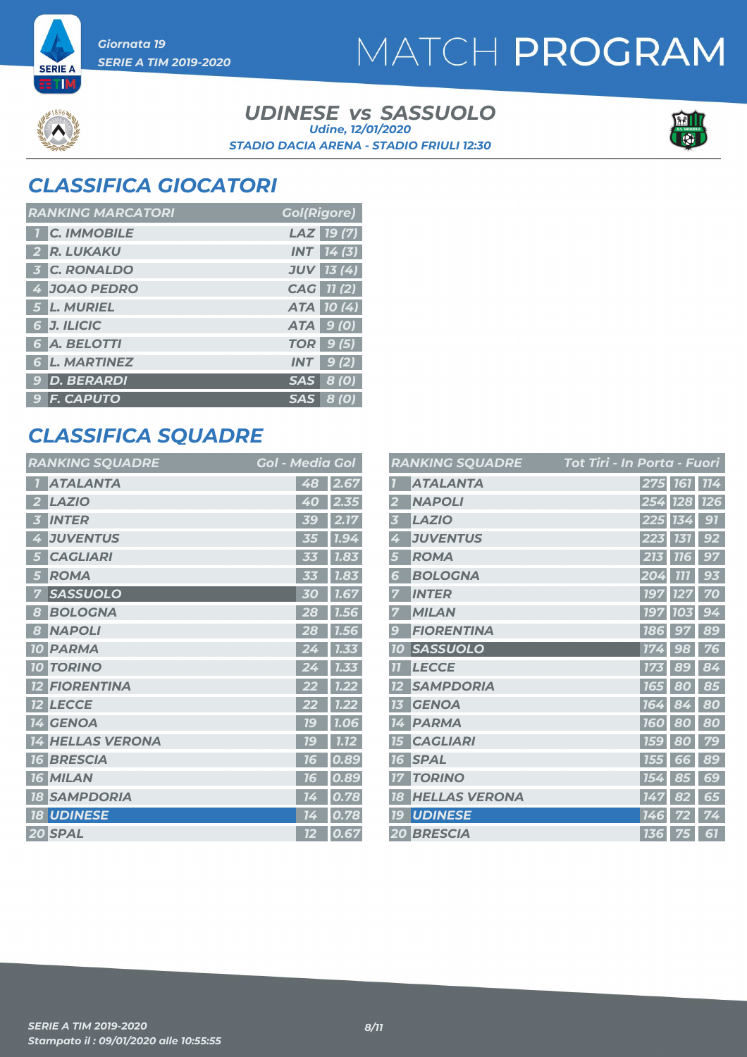# MATCH PROGRAM

Giornata 19
SERIE A TIM 2019-2020

## UDINESE vs SASSUOLO

Udine, 12/01/2020
STADIO DACIA ARENA - STADIO FRIULI 12:30

## CLASSIFICA GIOCATORI

| RANKING MARCATORI | | | Gol(Rigore) |
|---|---|---|---|
| 1 | C. IMMOBILE | LAZ | 19 (7) |
| 2 | R. LUKAKU | INT | 14 (3) |
| 3 | C. RONALDO | JUV | 13 (4) |
| 4 | JOAO PEDRO | CAG | 11 (2) |
| 5 | L. MURIEL | ATA | 10 (4) |
| 6 | J. ILICIC | ATA | 9 (0) |
| 6 | A. BELOTTI | TOR | 9 (5) |
| 6 | L. MARTINEZ | INT | 9 (2) |
| 9 | D. BERARDI | SAS | 8 (0) |
| 9 | F. CAPUTO | SAS | 8 (0) |

## CLASSIFICA SQUADRE

| RANKING SQUADRE | | Gol | Media Gol |
|---|---|---|---|
| 1 | ATALANTA | 48 | 2.67 |
| 2 | LAZIO | 40 | 2.35 |
| 3 | INTER | 39 | 2.17 |
| 4 | JUVENTUS | 35 | 1.94 |
| 5 | CAGLIARI | 33 | 1.83 |
| 5 | ROMA | 33 | 1.83 |
| 7 | SASSUOLO | 30 | 1.67 |
| 8 | BOLOGNA | 28 | 1.56 |
| 8 | NAPOLI | 28 | 1.56 |
| 10 | PARMA | 24 | 1.33 |
| 10 | TORINO | 24 | 1.33 |
| 12 | FIORENTINA | 22 | 1.22 |
| 12 | LECCE | 22 | 1.22 |
| 14 | GENOA | 19 | 1.06 |
| 14 | HELLAS VERONA | 19 | 1.12 |
| 16 | BRESCIA | 16 | 0.89 |
| 16 | MILAN | 16 | 0.89 |
| 18 | SAMPDORIA | 14 | 0.78 |
| 18 | UDINESE | 14 | 0.78 |
| 20 | SPAL | 12 | 0.67 |

| RANKING SQUADRE | | Tot Tiri | In Porta | Fuori |
|---|---|---|---|---|
| 1 | ATALANTA | 275 | 161 | 114 |
| 2 | NAPOLI | 254 | 128 | 126 |
| 3 | LAZIO | 225 | 134 | 91 |
| 4 | JUVENTUS | 223 | 131 | 92 |
| 5 | ROMA | 213 | 116 | 97 |
| 6 | BOLOGNA | 204 | 111 | 93 |
| 7 | INTER | 197 | 127 | 70 |
| 7 | MILAN | 197 | 103 | 94 |
| 9 | FIORENTINA | 186 | 97 | 89 |
| 10 | SASSUOLO | 174 | 98 | 76 |
| 11 | LECCE | 173 | 89 | 84 |
| 12 | SAMPDORIA | 165 | 80 | 85 |
| 13 | GENOA | 164 | 84 | 80 |
| 14 | PARMA | 160 | 80 | 80 |
| 15 | CAGLIARI | 159 | 80 | 79 |
| 16 | SPAL | 155 | 66 | 89 |
| 17 | TORINO | 154 | 85 | 69 |
| 18 | HELLAS VERONA | 147 | 82 | 65 |
| 19 | UDINESE | 146 | 72 | 74 |
| 20 | BRESCIA | 136 | 75 | 61 |

SERIE A TIM 2019-2020
Stampato il : 09/01/2020 alle 10:55:55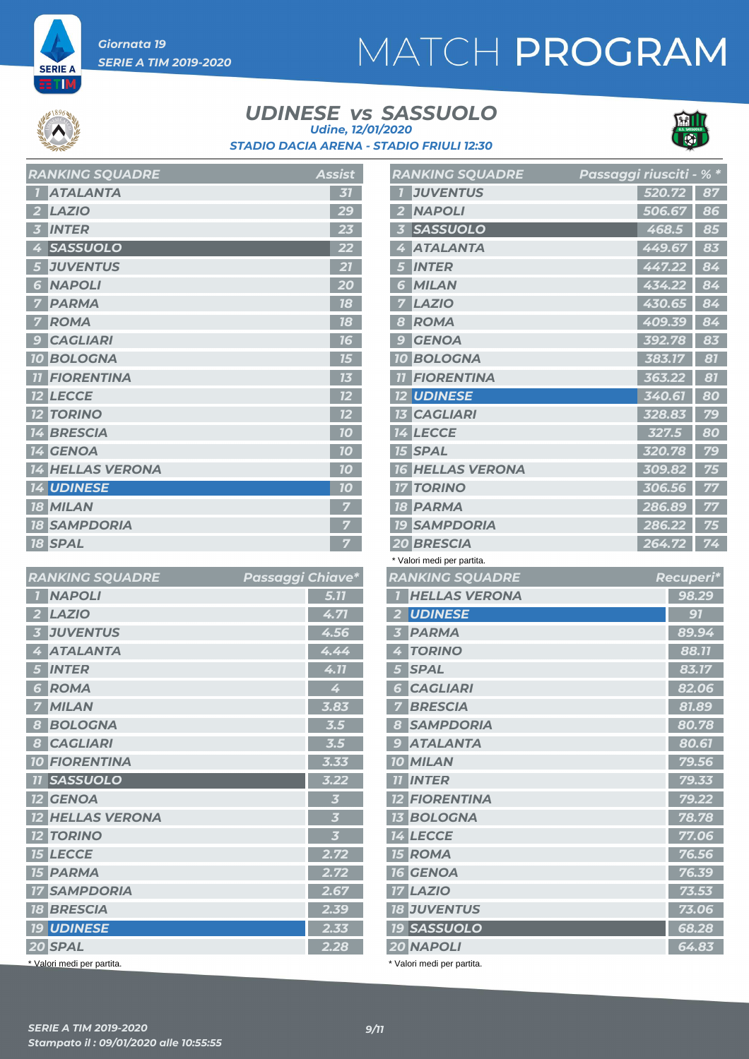Giornata 19

SERIE A TIM 2019-2020

# MATCH PROGRAM

## UDINESE vs SASSUOLO

Udine, 12/01/2020

STADIO DACIA ARENA - STADIO FRIULI 12:30

| RANKING SQUADRE | | Assist |
|---|---|---|
| 1 | ATALANTA | 31 |
| 2 | LAZIO | 29 |
| 3 | INTER | 23 |
| 4 | SASSUOLO | 22 |
| 5 | JUVENTUS | 21 |
| 6 | NAPOLI | 20 |
| 7 | PARMA | 18 |
| 7 | ROMA | 18 |
| 9 | CAGLIARI | 16 |
| 10 | BOLOGNA | 15 |
| 11 | FIORENTINA | 13 |
| 12 | LECCE | 12 |
| 12 | TORINO | 12 |
| 14 | BRESCIA | 10 |
| 14 | GENOA | 10 |
| 14 | HELLAS VERONA | 10 |
| 14 | UDINESE | 10 |
| 18 | MILAN | 7 |
| 18 | SAMPDORIA | 7 |
| 18 | SPAL | 7 |

| RANKING SQUADRE | | Passaggi riusciti - % * | |
|---|---|---|---|
| 1 | JUVENTUS | 520.72 | 87 |
| 2 | NAPOLI | 506.67 | 86 |
| 3 | SASSUOLO | 468.5 | 85 |
| 4 | ATALANTA | 449.67 | 83 |
| 5 | INTER | 447.22 | 84 |
| 6 | MILAN | 434.22 | 84 |
| 7 | LAZIO | 430.65 | 84 |
| 8 | ROMA | 409.39 | 84 |
| 9 | GENOA | 392.78 | 83 |
| 10 | BOLOGNA | 383.17 | 81 |
| 11 | FIORENTINA | 363.22 | 81 |
| 12 | UDINESE | 340.61 | 80 |
| 13 | CAGLIARI | 328.83 | 79 |
| 14 | LECCE | 327.5 | 80 |
| 15 | SPAL | 320.78 | 79 |
| 16 | HELLAS VERONA | 309.82 | 75 |
| 17 | TORINO | 306.56 | 77 |
| 18 | PARMA | 286.89 | 77 |
| 19 | SAMPDORIA | 286.22 | 75 |
| 20 | BRESCIA | 264.72 | 74 |

\* Valori medi per partita.

| RANKING SQUADRE | | Passaggi Chiave* |
|---|---|---|
| 1 | NAPOLI | 5.11 |
| 2 | LAZIO | 4.71 |
| 3 | JUVENTUS | 4.56 |
| 4 | ATALANTA | 4.44 |
| 5 | INTER | 4.11 |
| 6 | ROMA | 4 |
| 7 | MILAN | 3.83 |
| 8 | BOLOGNA | 3.5 |
| 8 | CAGLIARI | 3.5 |
| 10 | FIORENTINA | 3.33 |
| 11 | SASSUOLO | 3.22 |
| 12 | GENOA | 3 |
| 12 | HELLAS VERONA | 3 |
| 12 | TORINO | 3 |
| 15 | LECCE | 2.72 |
| 15 | PARMA | 2.72 |
| 17 | SAMPDORIA | 2.67 |
| 18 | BRESCIA | 2.39 |
| 19 | UDINESE | 2.33 |
| 20 | SPAL | 2.28 |

\* Valori medi per partita.

| RANKING SQUADRE | | Recuperi* |
|---|---|---|
| 1 | HELLAS VERONA | 98.29 |
| 2 | UDINESE | 91 |
| 3 | PARMA | 89.94 |
| 4 | TORINO | 88.11 |
| 5 | SPAL | 83.17 |
| 6 | CAGLIARI | 82.06 |
| 7 | BRESCIA | 81.89 |
| 8 | SAMPDORIA | 80.78 |
| 9 | ATALANTA | 80.61 |
| 10 | MILAN | 79.56 |
| 11 | INTER | 79.33 |
| 12 | FIORENTINA | 79.22 |
| 13 | BOLOGNA | 78.78 |
| 14 | LECCE | 77.06 |
| 15 | ROMA | 76.56 |
| 16 | GENOA | 76.39 |
| 17 | LAZIO | 73.53 |
| 18 | JUVENTUS | 73.06 |
| 19 | SASSUOLO | 68.28 |
| 20 | NAPOLI | 64.83 |

\* Valori medi per partita.

SERIE A TIM 2019-2020

Stampato il : 09/01/2020 alle 10:55:55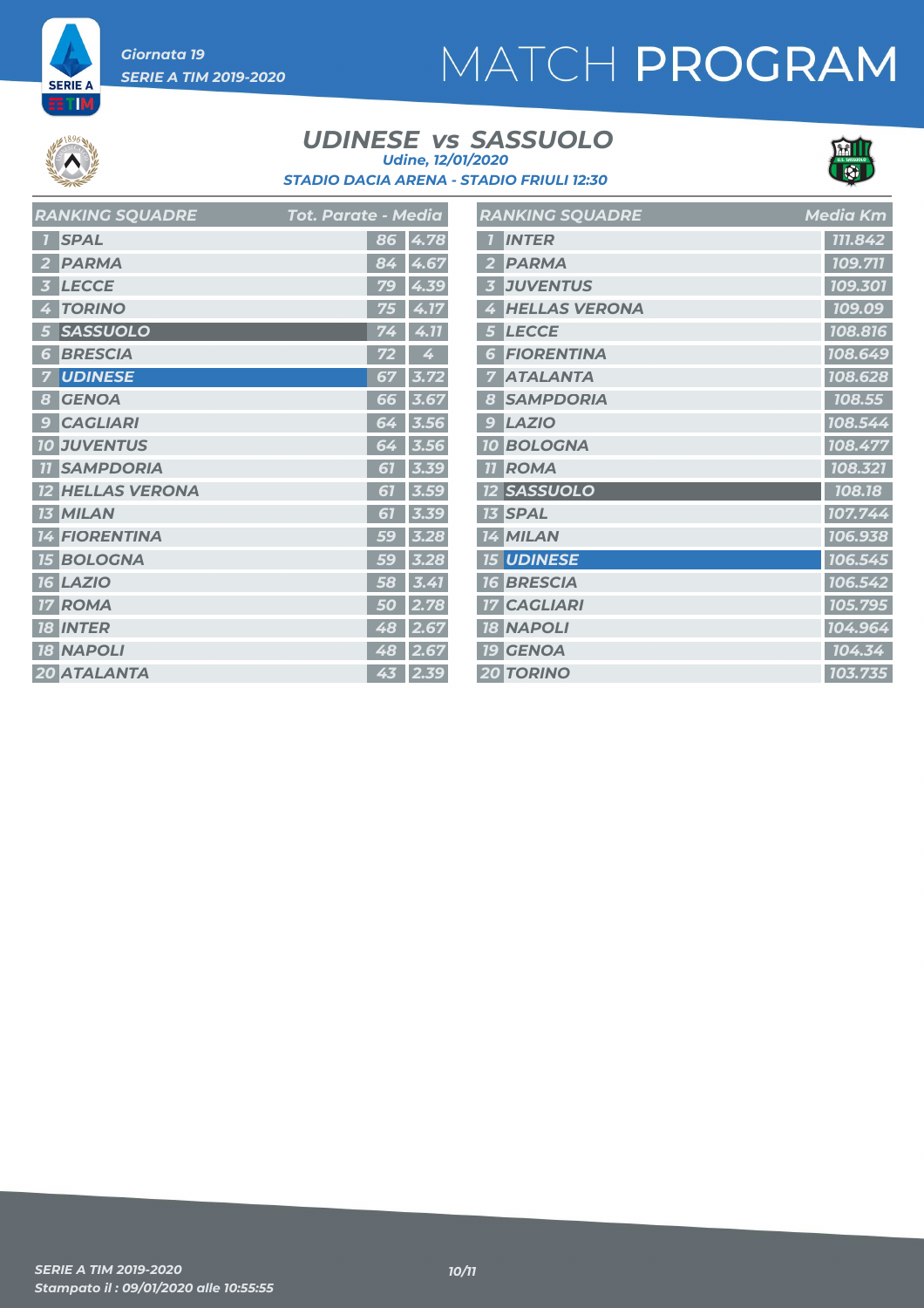Giornata 19

SERIE A TIM 2019-2020

# MATCH PROGRAM

## UDINESE vs SASSUOLO

Udine, 12/01/2020

STADIO DACIA ARENA - STADIO FRIULI 12:30

| | RANKING SQUADRE | Tot. Parate | Media |
|---|---|---|---|
| 1 | SPAL | 86 | 4.78 |
| 2 | PARMA | 84 | 4.67 |
| 3 | LECCE | 79 | 4.39 |
| 4 | TORINO | 75 | 4.17 |
| 5 | SASSUOLO | 74 | 4.11 |
| 6 | BRESCIA | 72 | 4 |
| 7 | UDINESE | 67 | 3.72 |
| 8 | GENOA | 66 | 3.67 |
| 9 | CAGLIARI | 64 | 3.56 |
| 10 | JUVENTUS | 64 | 3.56 |
| 11 | SAMPDORIA | 61 | 3.39 |
| 12 | HELLAS VERONA | 61 | 3.59 |
| 13 | MILAN | 61 | 3.39 |
| 14 | FIORENTINA | 59 | 3.28 |
| 15 | BOLOGNA | 59 | 3.28 |
| 16 | LAZIO | 58 | 3.41 |
| 17 | ROMA | 50 | 2.78 |
| 18 | INTER | 48 | 2.67 |
| 18 | NAPOLI | 48 | 2.67 |
| 20 | ATALANTA | 43 | 2.39 |

| | RANKING SQUADRE | Media Km |
|---|---|---|
| 1 | INTER | 111.842 |
| 2 | PARMA | 109.711 |
| 3 | JUVENTUS | 109.301 |
| 4 | HELLAS VERONA | 109.09 |
| 5 | LECCE | 108.816 |
| 6 | FIORENTINA | 108.649 |
| 7 | ATALANTA | 108.628 |
| 8 | SAMPDORIA | 108.55 |
| 9 | LAZIO | 108.544 |
| 10 | BOLOGNA | 108.477 |
| 11 | ROMA | 108.321 |
| 12 | SASSUOLO | 108.18 |
| 13 | SPAL | 107.744 |
| 14 | MILAN | 106.938 |
| 15 | UDINESE | 106.545 |
| 16 | BRESCIA | 106.542 |
| 17 | CAGLIARI | 105.795 |
| 18 | NAPOLI | 104.964 |
| 19 | GENOA | 104.34 |
| 20 | TORINO | 103.735 |

SERIE A TIM 2019-2020

Stampato il : 09/01/2020 alle 10:55:55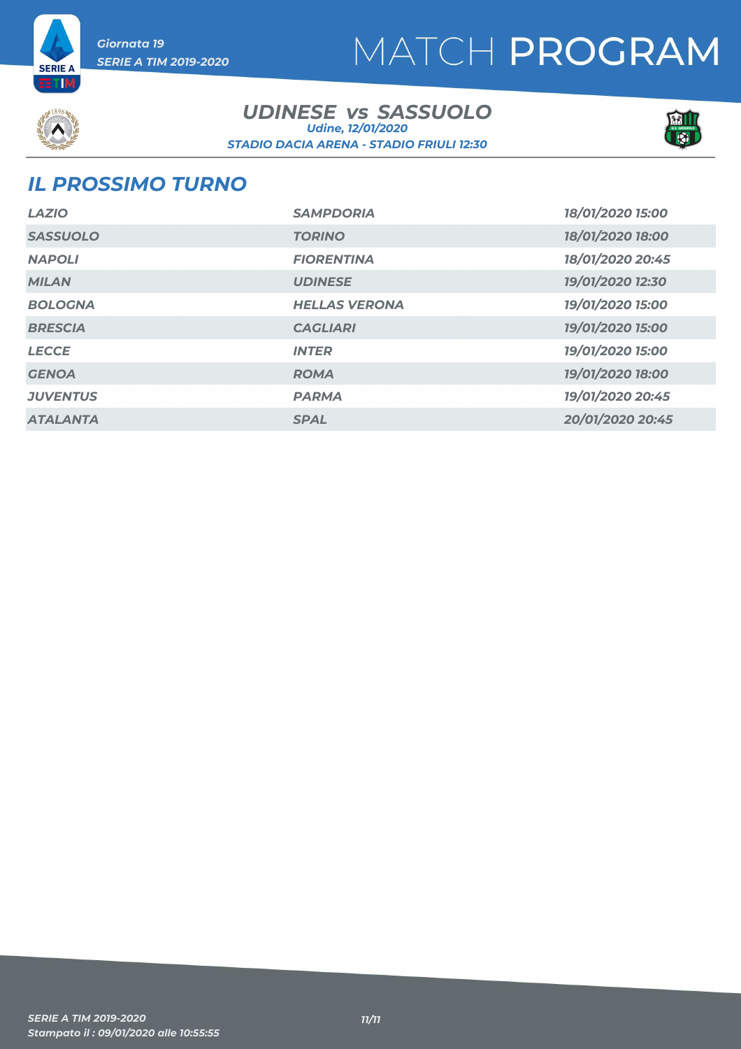# MATCH PROGRAM

Giornata 19
SERIE A TIM 2019-2020

## UDINESE vs SASSUOLO

Udine, 12/01/2020
STADIO DACIA ARENA - STADIO FRIULI 12:30

## IL PROSSIMO TURNO

| | | |
|---|---|---|
| LAZIO | SAMPDORIA | 18/01/2020 15:00 |
| SASSUOLO | TORINO | 18/01/2020 18:00 |
| NAPOLI | FIORENTINA | 18/01/2020 20:45 |
| MILAN | UDINESE | 19/01/2020 12:30 |
| BOLOGNA | HELLAS VERONA | 19/01/2020 15:00 |
| BRESCIA | CAGLIARI | 19/01/2020 15:00 |
| LECCE | INTER | 19/01/2020 15:00 |
| GENOA | ROMA | 19/01/2020 18:00 |
| JUVENTUS | PARMA | 19/01/2020 20:45 |
| ATALANTA | SPAL | 20/01/2020 20:45 |

SERIE A TIM 2019-2020
Stampato il : 09/01/2020 alle 10:55:55